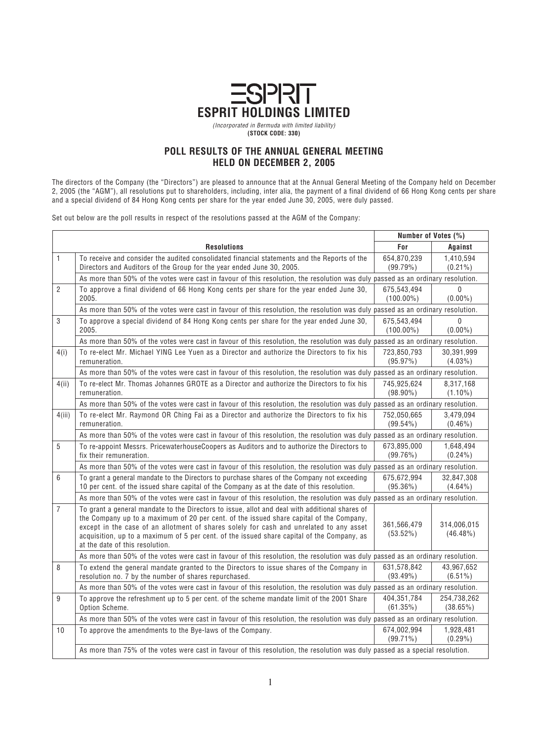# ESPRIT

# ESPRIT HOLDINGS LIMITED

*(Incorporated in Bermuda with limited liability)*

**(STOCK CODE: 330)**

## POLL RESULTS OF THE ANNUAL GENERAL MEETING HELD ON DECEMBER 2, 2005

The directors of the Company (the "Directors") are pleased to announce that at the Annual General Meeting of the Company held on December 2, 2005 (the "AGM"), all resolutions put to shareholders, including, inter alia, the payment of a final dividend of 66 Hong Kong cents per share and a special dividend of 84 Hong Kong cents per share for the year ended June 30, 2005, were duly passed.

Set out below are the poll results in respect of the resolutions passed at the AGM of the Company:

| | Resolutions | Number of Votes (%) | |
|---|---|---|---|
| | | **For** | **Against** |
| 1 | To receive and consider the audited consolidated financial statements and the Reports of the Directors and Auditors of the Group for the year ended June 30, 2005. | 654,870,239 (99.79%) | 1,410,594 (0.21%) |
| | As more than 50% of the votes were cast in favour of this resolution, the resolution was duly passed as an ordinary resolution. | | |
| 2 | To approve a final dividend of 66 Hong Kong cents per share for the year ended June 30, 2005. | 675,543,494 (100.00%) | 0 (0.00%) |
| | As more than 50% of the votes were cast in favour of this resolution, the resolution was duly passed as an ordinary resolution. | | |
| 3 | To approve a special dividend of 84 Hong Kong cents per share for the year ended June 30, 2005. | 675,543,494 (100.00%) | 0 (0.00%) |
| | As more than 50% of the votes were cast in favour of this resolution, the resolution was duly passed as an ordinary resolution. | | |
| 4(i) | To re-elect Mr. Michael YING Lee Yuen as a Director and authorize the Directors to fix his remuneration. | 723,850,793 (95.97%) | 30,391,999 (4.03%) |
| | As more than 50% of the votes were cast in favour of this resolution, the resolution was duly passed as an ordinary resolution. | | |
| 4(ii) | To re-elect Mr. Thomas Johannes GROTE as a Director and authorize the Directors to fix his remuneration. | 745,925,624 (98.90%) | 8,317,168 (1.10%) |
| | As more than 50% of the votes were cast in favour of this resolution, the resolution was duly passed as an ordinary resolution. | | |
| 4(iii) | To re-elect Mr. Raymond OR Ching Fai as a Director and authorize the Directors to fix his remuneration. | 752,050,665 (99.54%) | 3,479,094 (0.46%) |
| | As more than 50% of the votes were cast in favour of this resolution, the resolution was duly passed as an ordinary resolution. | | |
| 5 | To re-appoint Messrs. PricewaterhouseCoopers as Auditors and to authorize the Directors to fix their remuneration. | 673,895,000 (99.76%) | 1,648,494 (0.24%) |
| | As more than 50% of the votes were cast in favour of this resolution, the resolution was duly passed as an ordinary resolution. | | |
| 6 | To grant a general mandate to the Directors to purchase shares of the Company not exceeding 10 per cent. of the issued share capital of the Company as at the date of this resolution. | 675,672,994 (95.36%) | 32,847,308 (4.64%) |
| | As more than 50% of the votes were cast in favour of this resolution, the resolution was duly passed as an ordinary resolution. | | |
| 7 | To grant a general mandate to the Directors to issue, allot and deal with additional shares of the Company up to a maximum of 20 per cent. of the issued share capital of the Company, except in the case of an allotment of shares solely for cash and unrelated to any asset acquisition, up to a maximum of 5 per cent. of the issued share capital of the Company, as at the date of this resolution. | 361,566,479 (53.52%) | 314,006,015 (46.48%) |
| | As more than 50% of the votes were cast in favour of this resolution, the resolution was duly passed as an ordinary resolution. | | |
| 8 | To extend the general mandate granted to the Directors to issue shares of the Company in resolution no. 7 by the number of shares repurchased. | 631,578,842 (93.49%) | 43,967,652 (6.51%) |
| | As more than 50% of the votes were cast in favour of this resolution, the resolution was duly passed as an ordinary resolution. | | |
| 9 | To approve the refreshment up to 5 per cent. of the scheme mandate limit of the 2001 Share Option Scheme. | 404,351,784 (61.35%) | 254,738,262 (38.65%) |
| | As more than 50% of the votes were cast in favour of this resolution, the resolution was duly passed as an ordinary resolution. | | |
| 10 | To approve the amendments to the Bye-laws of the Company. | 674,002,994 (99.71%) | 1,928,481 (0.29%) |
| | As more than 75% of the votes were cast in favour of this resolution, the resolution was duly passed as a special resolution. | | |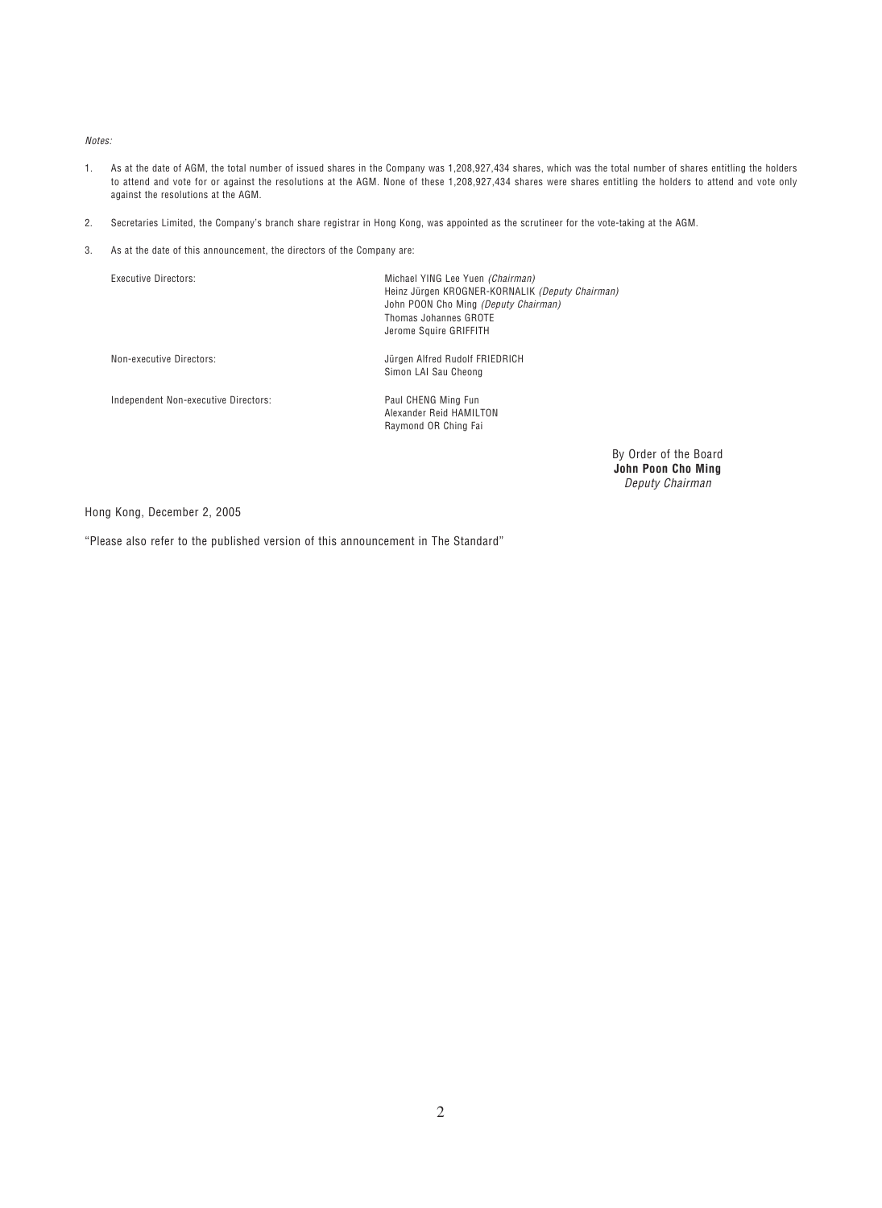*Notes:*

1. As at the date of AGM, the total number of issued shares in the Company was 1,208,927,434 shares, which was the total number of shares entitling the holders to attend and vote for or against the resolutions at the AGM. None of these 1,208,927,434 shares were shares entitling the holders to attend and vote only against the resolutions at the AGM.

2. Secretaries Limited, the Company's branch share registrar in Hong Kong, was appointed as the scrutineer for the vote-taking at the AGM.

3. As at the date of this announcement, the directors of the Company are:

| | |
|---|---|
| Executive Directors: | Michael YING Lee Yuen *(Chairman)*<br>Heinz Jürgen KROGNER-KORNALIK *(Deputy Chairman)*<br>John POON Cho Ming *(Deputy Chairman)*<br>Thomas Johannes GROTE<br>Jerome Squire GRIFFITH |
| Non-executive Directors: | Jürgen Alfred Rudolf FRIEDRICH<br>Simon LAI Sau Cheong |
| Independent Non-executive Directors: | Paul CHENG Ming Fun<br>Alexander Reid HAMILTON<br>Raymond OR Ching Fai |

By Order of the Board
**John Poon Cho Ming**
*Deputy Chairman*

Hong Kong, December 2, 2005

"Please also refer to the published version of this announcement in The Standard"